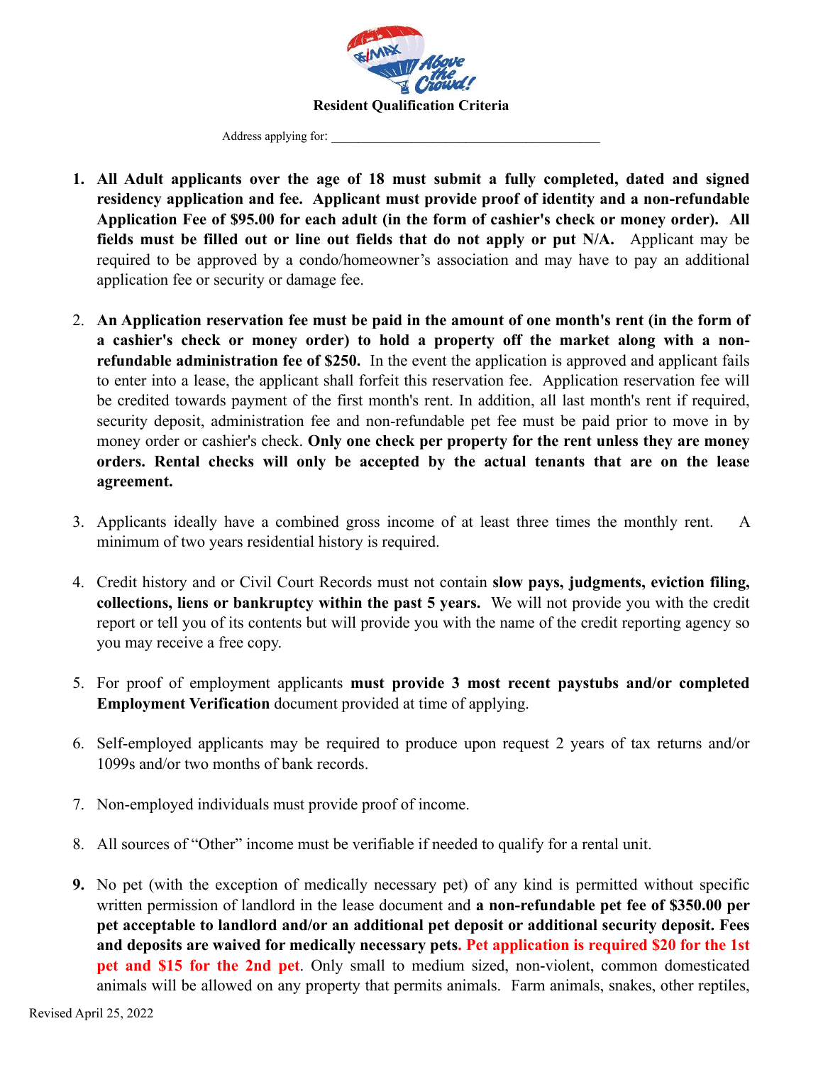# Resident Qualification Criteria

Address applying for: ___________________________________________

1. **All Adult applicants over the age of 18 must submit a fully completed, dated and signed residency application and fee. Applicant must provide proof of identity and a non-refundable Application Fee of $95.00 for each adult (in the form of cashier's check or money order). All fields must be filled out or line out fields that do not apply or put N/A.** Applicant may be required to be approved by a condo/homeowner's association and may have to pay an additional application fee or security or damage fee.

2. **An Application reservation fee must be paid in the amount of one month's rent (in the form of a cashier's check or money order) to hold a property off the market along with a non-refundable administration fee of $250.** In the event the application is approved and applicant fails to enter into a lease, the applicant shall forfeit this reservation fee. Application reservation fee will be credited towards payment of the first month's rent. In addition, all last month's rent if required, security deposit, administration fee and non-refundable pet fee must be paid prior to move in by money order or cashier's check. **Only one check per property for the rent unless they are money orders. Rental checks will only be accepted by the actual tenants that are on the lease agreement.**

3. Applicants ideally have a combined gross income of at least three times the monthly rent. A minimum of two years residential history is required.

4. Credit history and or Civil Court Records must not contain **slow pays, judgments, eviction filing, collections, liens or bankruptcy within the past 5 years.** We will not provide you with the credit report or tell you of its contents but will provide you with the name of the credit reporting agency so you may receive a free copy.

5. For proof of employment applicants **must provide 3 most recent paystubs and/or completed Employment Verification** document provided at time of applying.

6. Self-employed applicants may be required to produce upon request 2 years of tax returns and/or 1099s and/or two months of bank records.

7. Non-employed individuals must provide proof of income.

8. All sources of "Other" income must be verifiable if needed to qualify for a rental unit.

9. No pet (with the exception of medically necessary pet) of any kind is permitted without specific written permission of landlord in the lease document and **a non-refundable pet fee of $350.00 per pet acceptable to landlord and/or an additional pet deposit or additional security deposit. Fees and deposits are waived for medically necessary pets. Pet application is required $20 for the 1st pet and $15 for the 2nd pet**. Only small to medium sized, non-violent, common domesticated animals will be allowed on any property that permits animals. Farm animals, snakes, other reptiles,

Revised April 25, 2022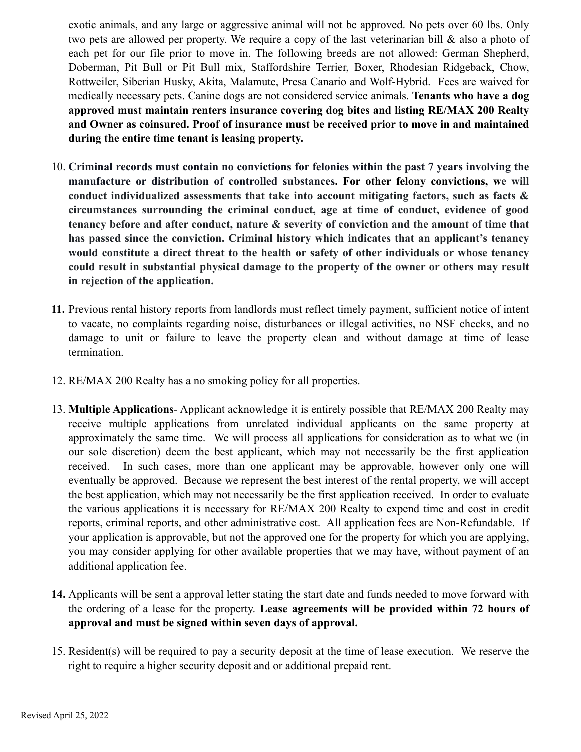exotic animals, and any large or aggressive animal will not be approved. No pets over 60 lbs. Only two pets are allowed per property. We require a copy of the last veterinarian bill & also a photo of each pet for our file prior to move in. The following breeds are not allowed: German Shepherd, Doberman, Pit Bull or Pit Bull mix, Staffordshire Terrier, Boxer, Rhodesian Ridgeback, Chow, Rottweiler, Siberian Husky, Akita, Malamute, Presa Canario and Wolf-Hybrid. Fees are waived for medically necessary pets. Canine dogs are not considered service animals. **Tenants who have a dog approved must maintain renters insurance covering dog bites and listing RE/MAX 200 Realty and Owner as coinsured. Proof of insurance must be received prior to move in and maintained during the entire time tenant is leasing property.**

10. **Criminal records must contain no convictions for felonies within the past 7 years involving the manufacture or distribution of controlled substances. For other felony convictions, we will conduct individualized assessments that take into account mitigating factors, such as facts & circumstances surrounding the criminal conduct, age at time of conduct, evidence of good tenancy before and after conduct, nature & severity of conviction and the amount of time that has passed since the conviction. Criminal history which indicates that an applicant's tenancy would constitute a direct threat to the health or safety of other individuals or whose tenancy could result in substantial physical damage to the property of the owner or others may result in rejection of the application.**

11. Previous rental history reports from landlords must reflect timely payment, sufficient notice of intent to vacate, no complaints regarding noise, disturbances or illegal activities, no NSF checks, and no damage to unit or failure to leave the property clean and without damage at time of lease termination.

12. RE/MAX 200 Realty has a no smoking policy for all properties.

13. **Multiple Applications**- Applicant acknowledge it is entirely possible that RE/MAX 200 Realty may receive multiple applications from unrelated individual applicants on the same property at approximately the same time. We will process all applications for consideration as to what we (in our sole discretion) deem the best applicant, which may not necessarily be the first application received. In such cases, more than one applicant may be approvable, however only one will eventually be approved. Because we represent the best interest of the rental property, we will accept the best application, which may not necessarily be the first application received. In order to evaluate the various applications it is necessary for RE/MAX 200 Realty to expend time and cost in credit reports, criminal reports, and other administrative cost. All application fees are Non-Refundable. If your application is approvable, but not the approved one for the property for which you are applying, you may consider applying for other available properties that we may have, without payment of an additional application fee.

14. Applicants will be sent a approval letter stating the start date and funds needed to move forward with the ordering of a lease for the property. **Lease agreements will be provided within 72 hours of approval and must be signed within seven days of approval.**

15. Resident(s) will be required to pay a security deposit at the time of lease execution. We reserve the right to require a higher security deposit and or additional prepaid rent.

Revised April 25, 2022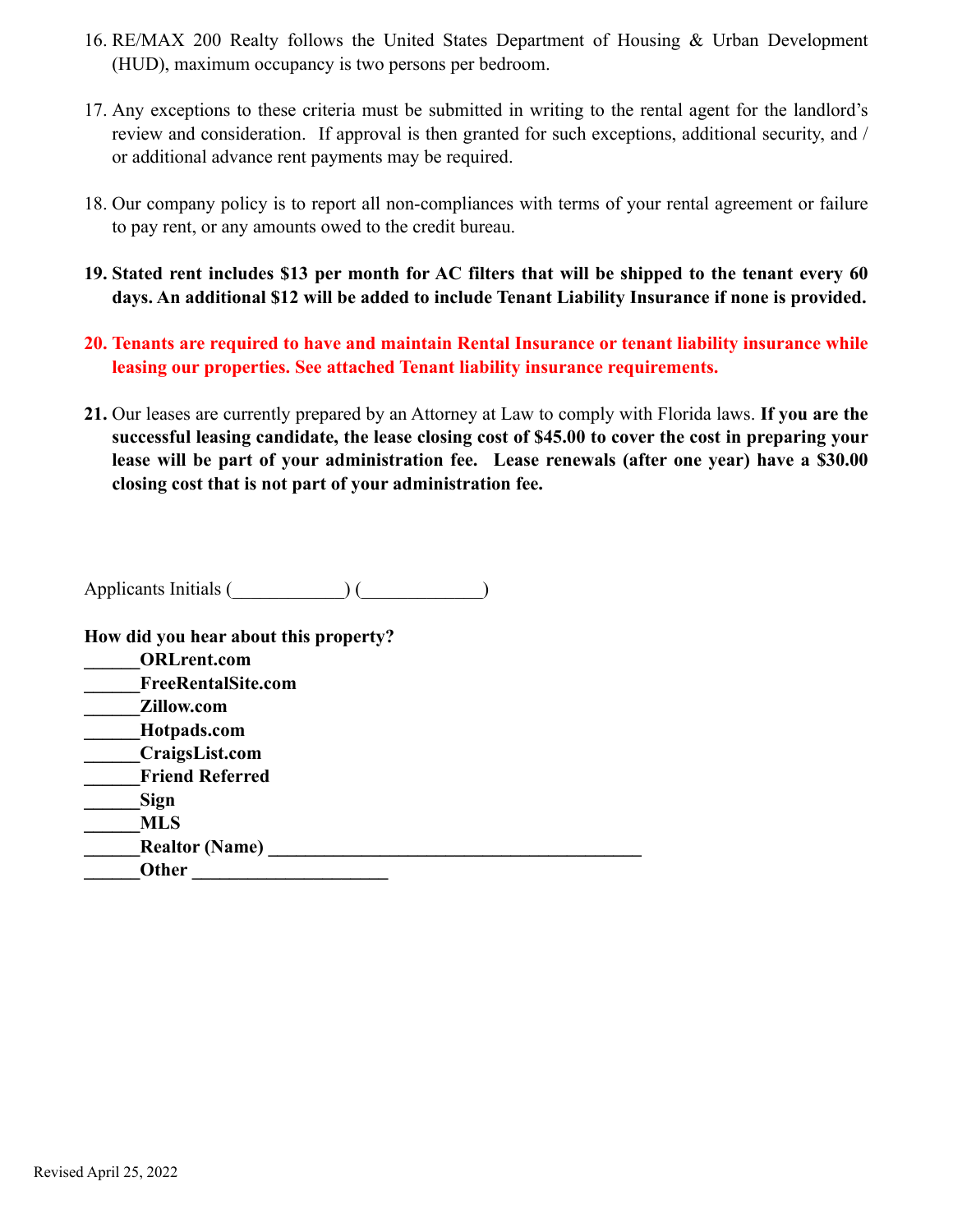16. RE/MAX 200 Realty follows the United States Department of Housing & Urban Development (HUD), maximum occupancy is two persons per bedroom.

17. Any exceptions to these criteria must be submitted in writing to the rental agent for the landlord's review and consideration. If approval is then granted for such exceptions, additional security, and / or additional advance rent payments may be required.

18. Our company policy is to report all non-compliances with terms of your rental agreement or failure to pay rent, or any amounts owed to the credit bureau.

**19. Stated rent includes $13 per month for AC filters that will be shipped to the tenant every 60 days. An additional $12 will be added to include Tenant Liability Insurance if none is provided.**

**20. Tenants are required to have and maintain Rental Insurance or tenant liability insurance while leasing our properties. See attached Tenant liability insurance requirements.**

**21.** Our leases are currently prepared by an Attorney at Law to comply with Florida laws. **If you are the successful leasing candidate, the lease closing cost of $45.00 to cover the cost in preparing your lease will be part of your administration fee. Lease renewals (after one year) have a $30.00 closing cost that is not part of your administration fee.**

Applicants Initials (____________) (_____________)

**How did you hear about this property?**

**______ORLrent.com**
**______FreeRentalSite.com**
**______Zillow.com**
**______Hotpads.com**
**______CraigsList.com**
**______Friend Referred**
**______Sign**
**______MLS**
**______Realtor (Name) ________________________________________**
**______Other _____________________**

Revised April 25, 2022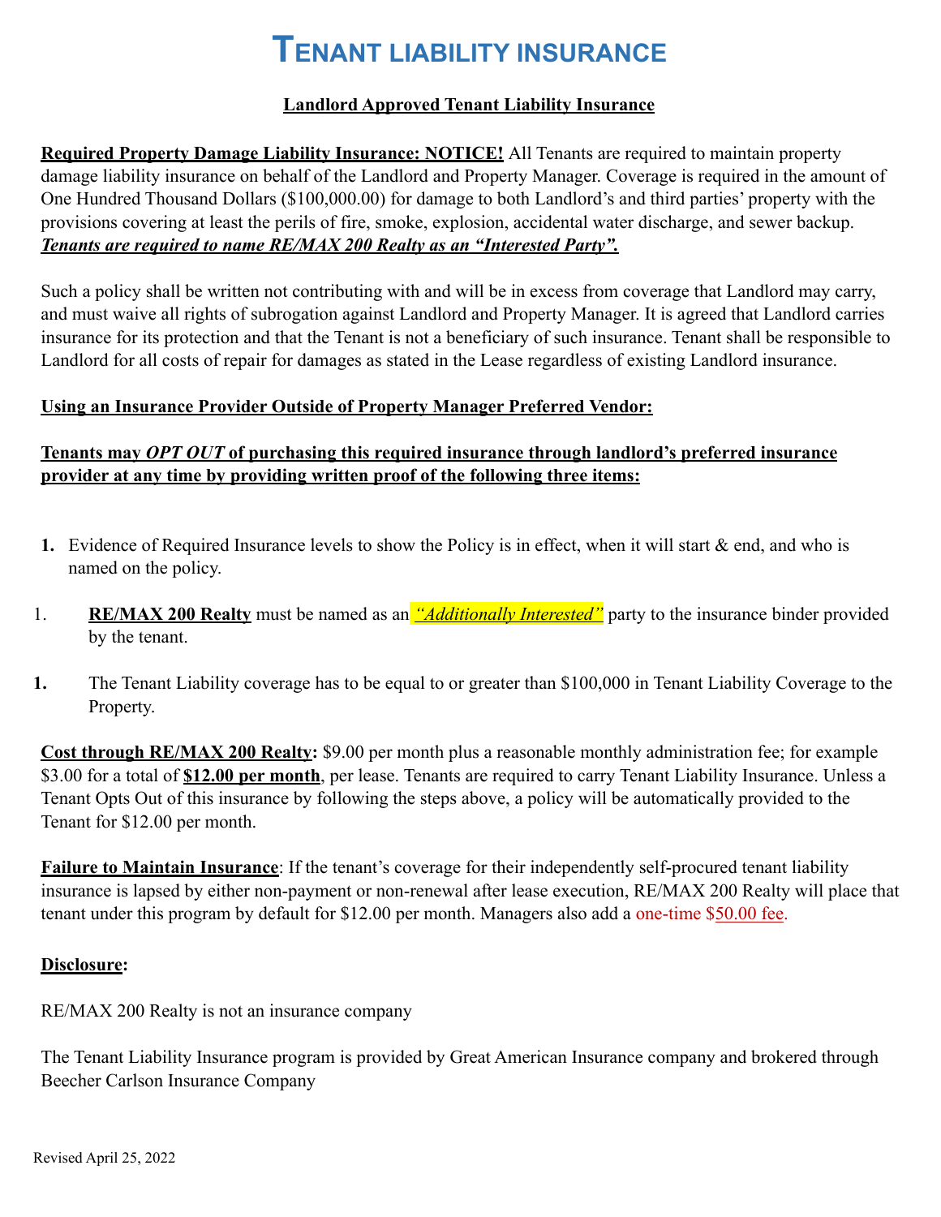# Tenant liability insurance

**Landlord Approved Tenant Liability Insurance**

**Required Property Damage Liability Insurance: NOTICE!** All Tenants are required to maintain property damage liability insurance on behalf of the Landlord and Property Manager. Coverage is required in the amount of One Hundred Thousand Dollars ($100,000.00) for damage to both Landlord's and third parties' property with the provisions covering at least the perils of fire, smoke, explosion, accidental water discharge, and sewer backup. ***Tenants are required to name RE/MAX 200 Realty as an "Interested Party".***

Such a policy shall be written not contributing with and will be in excess from coverage that Landlord may carry, and must waive all rights of subrogation against Landlord and Property Manager. It is agreed that Landlord carries insurance for its protection and that the Tenant is not a beneficiary of such insurance. Tenant shall be responsible to Landlord for all costs of repair for damages as stated in the Lease regardless of existing Landlord insurance.

**Using an Insurance Provider Outside of Property Manager Preferred Vendor:**

**Tenants may *OPT OUT* of purchasing this required insurance through landlord's preferred insurance provider at any time by providing written proof of the following three items:**

1. Evidence of Required Insurance levels to show the Policy is in effect, when it will start & end, and who is named on the policy.
1. **RE/MAX 200 Realty** must be named as an ***"Additionally Interested"*** party to the insurance binder provided by the tenant.
1. The Tenant Liability coverage has to be equal to or greater than $100,000 in Tenant Liability Coverage to the Property.

**Cost through RE/MAX 200 Realty:** $9.00 per month plus a reasonable monthly administration fee; for example $3.00 for a total of **$12.00 per month**, per lease. Tenants are required to carry Tenant Liability Insurance. Unless a Tenant Opts Out of this insurance by following the steps above, a policy will be automatically provided to the Tenant for $12.00 per month.

**Failure to Maintain Insurance**: If the tenant's coverage for their independently self-procured tenant liability insurance is lapsed by either non-payment or non-renewal after lease execution, RE/MAX 200 Realty will place that tenant under this program by default for $12.00 per month. Managers also add a one-time $50.00 fee.

**Disclosure:**

RE/MAX 200 Realty is not an insurance company

The Tenant Liability Insurance program is provided by Great American Insurance company and brokered through Beecher Carlson Insurance Company

Revised April 25, 2022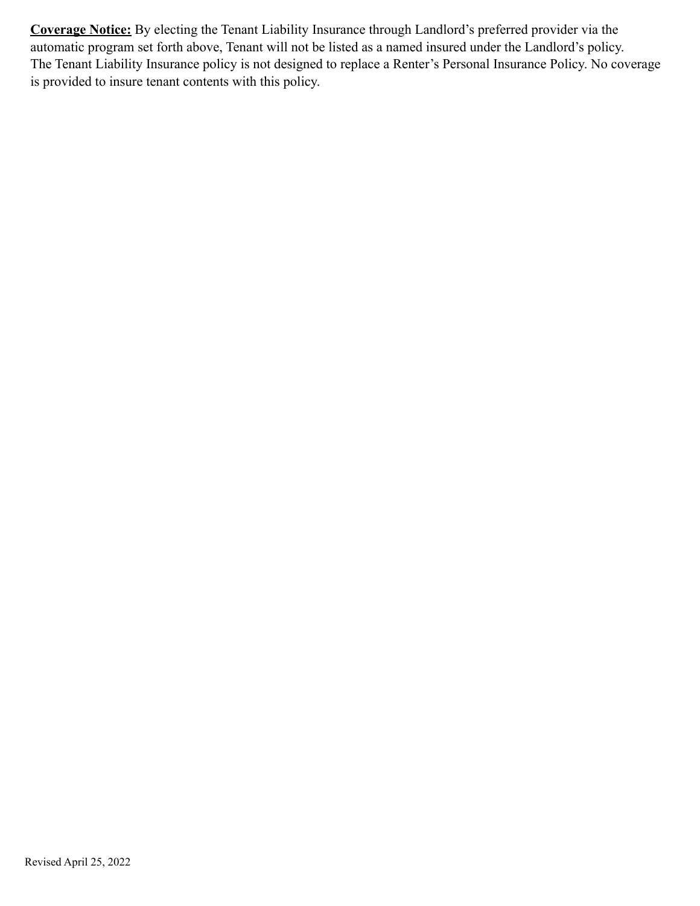**Coverage Notice:** By electing the Tenant Liability Insurance through Landlord's preferred provider via the automatic program set forth above, Tenant will not be listed as a named insured under the Landlord's policy. The Tenant Liability Insurance policy is not designed to replace a Renter's Personal Insurance Policy. No coverage is provided to insure tenant contents with this policy.

Revised April 25, 2022